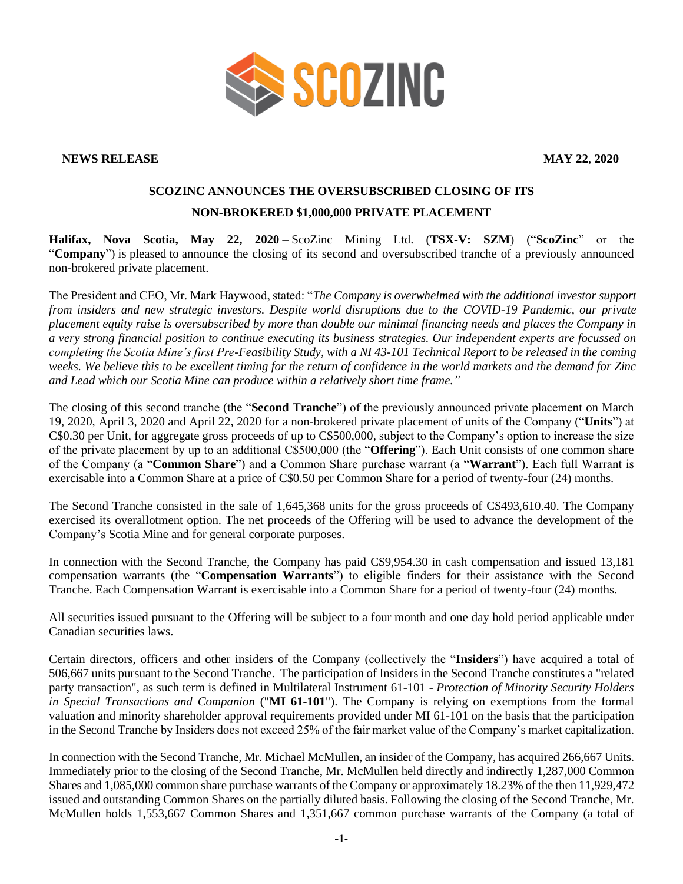**NEWS RELEASE** **MAY 22, 2020**

# SCOZINC ANNOUNCES THE OVERSUBSCRIBED CLOSING OF ITS NON-BROKERED $1,000,000 PRIVATE PLACEMENT

**Halifax, Nova Scotia, May 22, 2020** – ScoZinc Mining Ltd. (**TSX-V: SZM**) ("**ScoZinc**" or the "**Company**") is pleased to announce the closing of its second and oversubscribed tranche of a previously announced non-brokered private placement.

The President and CEO, Mr. Mark Haywood, stated: "*The Company is overwhelmed with the additional investor support from insiders and new strategic investors. Despite world disruptions due to the COVID-19 Pandemic, our private placement equity raise is oversubscribed by more than double our minimal financing needs and places the Company in a very strong financial position to continue executing its business strategies. Our independent experts are focussed on completing the Scotia Mine's first Pre-Feasibility Study, with a NI 43-101 Technical Report to be released in the coming weeks. We believe this to be excellent timing for the return of confidence in the world markets and the demand for Zinc and Lead which our Scotia Mine can produce within a relatively short time frame.*"

The closing of this second tranche (the "**Second Tranche**") of the previously announced private placement on March 19, 2020, April 3, 2020 and April 22, 2020 for a non-brokered private placement of units of the Company ("**Units**") at C$0.30 per Unit, for aggregate gross proceeds of up to C$500,000, subject to the Company's option to increase the size of the private placement by up to an additional C$500,000 (the "**Offering**"). Each Unit consists of one common share of the Company (a "**Common Share**") and a Common Share purchase warrant (a "**Warrant**"). Each full Warrant is exercisable into a Common Share at a price of C$0.50 per Common Share for a period of twenty-four (24) months.

The Second Tranche consisted in the sale of 1,645,368 units for the gross proceeds of C$493,610.40. The Company exercised its overallotment option. The net proceeds of the Offering will be used to advance the development of the Company's Scotia Mine and for general corporate purposes.

In connection with the Second Tranche, the Company has paid C$9,954.30 in cash compensation and issued 13,181 compensation warrants (the "**Compensation Warrants**") to eligible finders for their assistance with the Second Tranche. Each Compensation Warrant is exercisable into a Common Share for a period of twenty-four (24) months.

All securities issued pursuant to the Offering will be subject to a four month and one day hold period applicable under Canadian securities laws.

Certain directors, officers and other insiders of the Company (collectively the "**Insiders**") have acquired a total of 506,667 units pursuant to the Second Tranche. The participation of Insiders in the Second Tranche constitutes a "related party transaction", as such term is defined in Multilateral Instrument 61-101 - *Protection of Minority Security Holders in Special Transactions and Companion* ("**MI 61-101**"). The Company is relying on exemptions from the formal valuation and minority shareholder approval requirements provided under MI 61-101 on the basis that the participation in the Second Tranche by Insiders does not exceed 25% of the fair market value of the Company's market capitalization.

In connection with the Second Tranche, Mr. Michael McMullen, an insider of the Company, has acquired 266,667 Units. Immediately prior to the closing of the Second Tranche, Mr. McMullen held directly and indirectly 1,287,000 Common Shares and 1,085,000 common share purchase warrants of the Company or approximately 18.23% of the then 11,929,472 issued and outstanding Common Shares on the partially diluted basis. Following the closing of the Second Tranche, Mr. McMullen holds 1,553,667 Common Shares and 1,351,667 common purchase warrants of the Company (a total of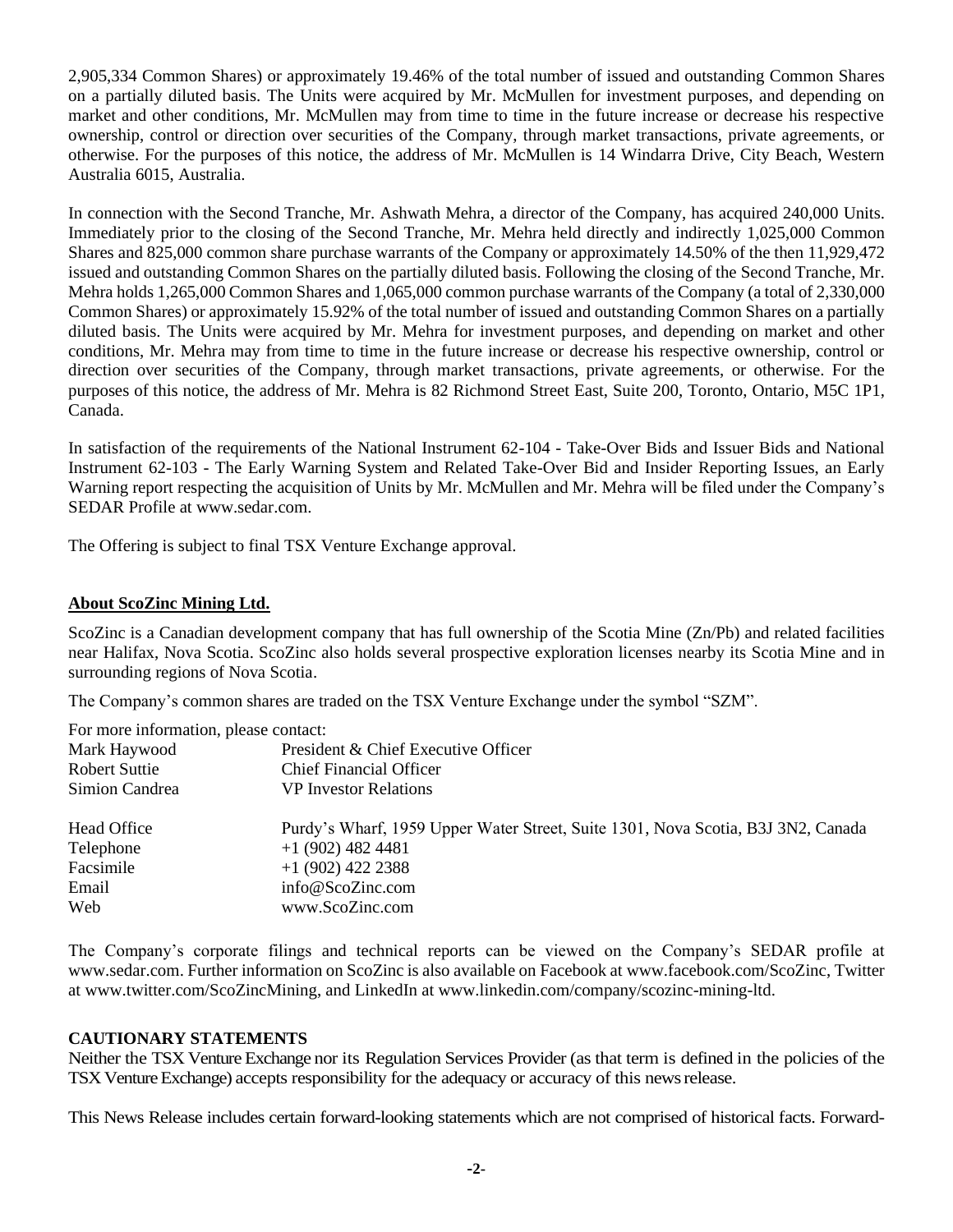2,905,334 Common Shares) or approximately 19.46% of the total number of issued and outstanding Common Shares on a partially diluted basis. The Units were acquired by Mr. McMullen for investment purposes, and depending on market and other conditions, Mr. McMullen may from time to time in the future increase or decrease his respective ownership, control or direction over securities of the Company, through market transactions, private agreements, or otherwise. For the purposes of this notice, the address of Mr. McMullen is 14 Windarra Drive, City Beach, Western Australia 6015, Australia.

In connection with the Second Tranche, Mr. Ashwath Mehra, a director of the Company, has acquired 240,000 Units. Immediately prior to the closing of the Second Tranche, Mr. Mehra held directly and indirectly 1,025,000 Common Shares and 825,000 common share purchase warrants of the Company or approximately 14.50% of the then 11,929,472 issued and outstanding Common Shares on the partially diluted basis. Following the closing of the Second Tranche, Mr. Mehra holds 1,265,000 Common Shares and 1,065,000 common purchase warrants of the Company (a total of 2,330,000 Common Shares) or approximately 15.92% of the total number of issued and outstanding Common Shares on a partially diluted basis. The Units were acquired by Mr. Mehra for investment purposes, and depending on market and other conditions, Mr. Mehra may from time to time in the future increase or decrease his respective ownership, control or direction over securities of the Company, through market transactions, private agreements, or otherwise. For the purposes of this notice, the address of Mr. Mehra is 82 Richmond Street East, Suite 200, Toronto, Ontario, M5C 1P1, Canada.

In satisfaction of the requirements of the National Instrument 62-104 - Take-Over Bids and Issuer Bids and National Instrument 62-103 - The Early Warning System and Related Take-Over Bid and Insider Reporting Issues, an Early Warning report respecting the acquisition of Units by Mr. McMullen and Mr. Mehra will be filed under the Company's SEDAR Profile at www.sedar.com.

The Offering is subject to final TSX Venture Exchange approval.

## About ScoZinc Mining Ltd.

ScoZinc is a Canadian development company that has full ownership of the Scotia Mine (Zn/Pb) and related facilities near Halifax, Nova Scotia. ScoZinc also holds several prospective exploration licenses nearby its Scotia Mine and in surrounding regions of Nova Scotia.

The Company's common shares are traded on the TSX Venture Exchange under the symbol "SZM".

For more information, please contact:

| | |
|---|---|
| Mark Haywood | President & Chief Executive Officer |
| Robert Suttie | Chief Financial Officer |
| Simion Candrea | VP Investor Relations |
| | |
| Head Office | Purdy's Wharf, 1959 Upper Water Street, Suite 1301, Nova Scotia, B3J 3N2, Canada |
| Telephone | +1 (902) 482 4481 |
| Facsimile | +1 (902) 422 2388 |
| Email | info@ScoZinc.com |
| Web | www.ScoZinc.com |

The Company's corporate filings and technical reports can be viewed on the Company's SEDAR profile at www.sedar.com. Further information on ScoZinc is also available on Facebook at www.facebook.com/ScoZinc, Twitter at www.twitter.com/ScoZincMining, and LinkedIn at www.linkedin.com/company/scozinc-mining-ltd.

### CAUTIONARY STATEMENTS

Neither the TSX Venture Exchange nor its Regulation Services Provider (as that term is defined in the policies of the TSX Venture Exchange) accepts responsibility for the adequacy or accuracy of this news release.

This News Release includes certain forward-looking statements which are not comprised of historical facts. Forward-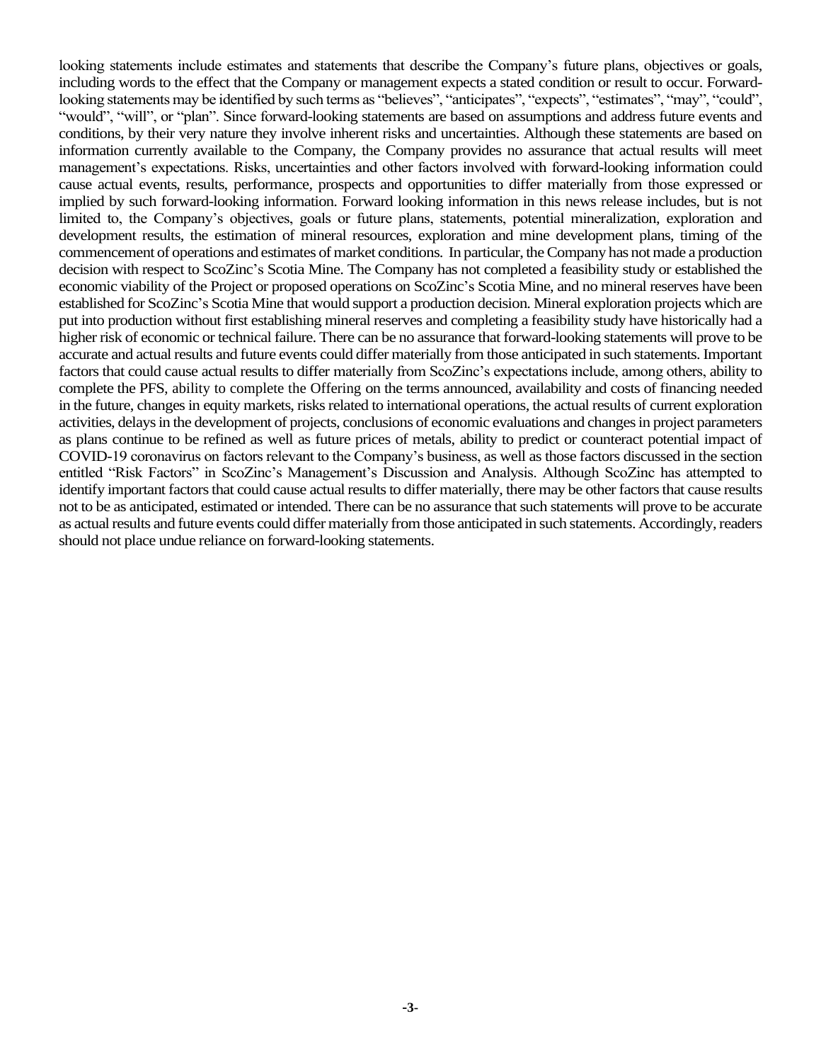looking statements include estimates and statements that describe the Company's future plans, objectives or goals, including words to the effect that the Company or management expects a stated condition or result to occur. Forward-looking statements may be identified by such terms as "believes", "anticipates", "expects", "estimates", "may", "could", "would", "will", or "plan". Since forward-looking statements are based on assumptions and address future events and conditions, by their very nature they involve inherent risks and uncertainties. Although these statements are based on information currently available to the Company, the Company provides no assurance that actual results will meet management's expectations. Risks, uncertainties and other factors involved with forward-looking information could cause actual events, results, performance, prospects and opportunities to differ materially from those expressed or implied by such forward-looking information. Forward looking information in this news release includes, but is not limited to, the Company's objectives, goals or future plans, statements, potential mineralization, exploration and development results, the estimation of mineral resources, exploration and mine development plans, timing of the commencement of operations and estimates of market conditions. In particular, the Company has not made a production decision with respect to ScoZinc's Scotia Mine. The Company has not completed a feasibility study or established the economic viability of the Project or proposed operations on ScoZinc's Scotia Mine, and no mineral reserves have been established for ScoZinc's Scotia Mine that would support a production decision. Mineral exploration projects which are put into production without first establishing mineral reserves and completing a feasibility study have historically had a higher risk of economic or technical failure. There can be no assurance that forward-looking statements will prove to be accurate and actual results and future events could differ materially from those anticipated in such statements. Important factors that could cause actual results to differ materially from ScoZinc's expectations include, among others, ability to complete the PFS, ability to complete the Offering on the terms announced, availability and costs of financing needed in the future, changes in equity markets, risks related to international operations, the actual results of current exploration activities, delays in the development of projects, conclusions of economic evaluations and changes in project parameters as plans continue to be refined as well as future prices of metals, ability to predict or counteract potential impact of COVID-19 coronavirus on factors relevant to the Company's business, as well as those factors discussed in the section entitled "Risk Factors" in ScoZinc's Management's Discussion and Analysis. Although ScoZinc has attempted to identify important factors that could cause actual results to differ materially, there may be other factors that cause results not to be as anticipated, estimated or intended. There can be no assurance that such statements will prove to be accurate as actual results and future events could differ materially from those anticipated in such statements. Accordingly, readers should not place undue reliance on forward-looking statements.